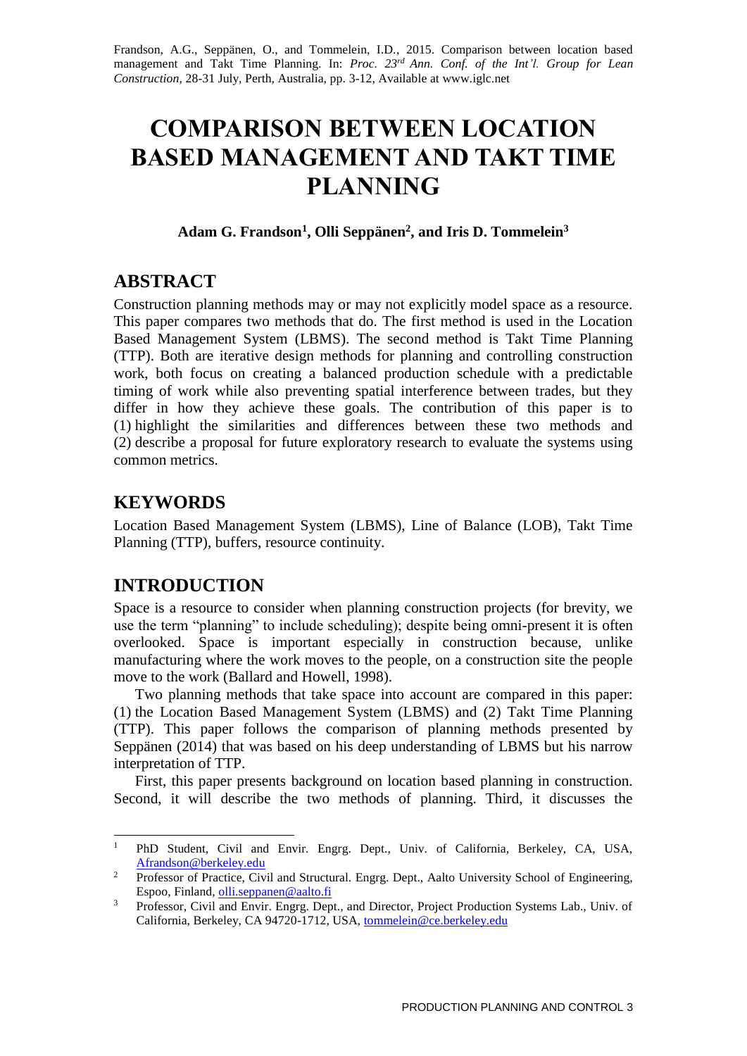Frandson, A.G., Seppänen, O., and Tommelein, I.D., 2015. Comparison between location based management and Takt Time Planning. In: *Proc. 23rd Ann. Conf. of the Int'l. Group for Lean Construction*, 28-31 July, Perth, Australia, pp. 3-12, Available at www.iglc.net

# COMPARISON BETWEEN LOCATION BASED MANAGEMENT AND TAKT TIME PLANNING

**Adam G. Frandson[1], Olli Seppänen[2], and Iris D. Tommelein[3]**

## ABSTRACT

Construction planning methods may or may not explicitly model space as a resource. This paper compares two methods that do. The first method is used in the Location Based Management System (LBMS). The second method is Takt Time Planning (TTP). Both are iterative design methods for planning and controlling construction work, both focus on creating a balanced production schedule with a predictable timing of work while also preventing spatial interference between trades, but they differ in how they achieve these goals. The contribution of this paper is to (1) highlight the similarities and differences between these two methods and (2) describe a proposal for future exploratory research to evaluate the systems using common metrics.

## KEYWORDS

Location Based Management System (LBMS), Line of Balance (LOB), Takt Time Planning (TTP), buffers, resource continuity.

## INTRODUCTION

Space is a resource to consider when planning construction projects (for brevity, we use the term "planning" to include scheduling); despite being omni-present it is often overlooked. Space is important especially in construction because, unlike manufacturing where the work moves to the people, on a construction site the people move to the work (Ballard and Howell, 1998).

Two planning methods that take space into account are compared in this paper: (1) the Location Based Management System (LBMS) and (2) Takt Time Planning (TTP). This paper follows the comparison of planning methods presented by Seppänen (2014) that was based on his deep understanding of LBMS but his narrow interpretation of TTP.

First, this paper presents background on location based planning in construction. Second, it will describe the two methods of planning. Third, it discusses the

---

[1] PhD Student, Civil and Envir. Engrg. Dept., Univ. of California, Berkeley, CA, USA, Afrandson@berkeley.edu

[2] Professor of Practice, Civil and Structural. Engrg. Dept., Aalto University School of Engineering, Espoo, Finland, olli.seppanen@aalto.fi

[3] Professor, Civil and Envir. Engrg. Dept., and Director, Project Production Systems Lab., Univ. of California, Berkeley, CA 94720-1712, USA, tommelein@ce.berkeley.edu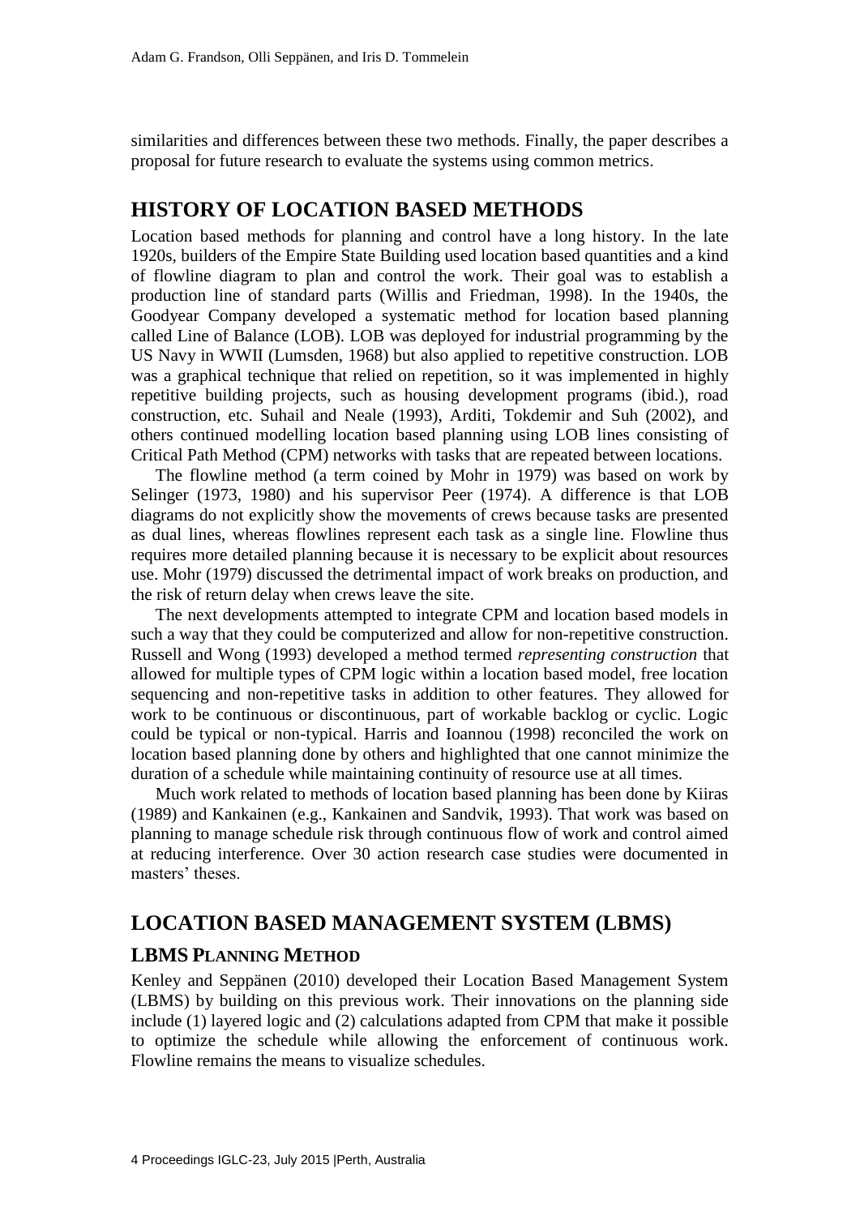similarities and differences between these two methods. Finally, the paper describes a proposal for future research to evaluate the systems using common metrics.

## HISTORY OF LOCATION BASED METHODS

Location based methods for planning and control have a long history. In the late 1920s, builders of the Empire State Building used location based quantities and a kind of flowline diagram to plan and control the work. Their goal was to establish a production line of standard parts (Willis and Friedman, 1998). In the 1940s, the Goodyear Company developed a systematic method for location based planning called Line of Balance (LOB). LOB was deployed for industrial programming by the US Navy in WWII (Lumsden, 1968) but also applied to repetitive construction. LOB was a graphical technique that relied on repetition, so it was implemented in highly repetitive building projects, such as housing development programs (ibid.), road construction, etc. Suhail and Neale (1993), Arditi, Tokdemir and Suh (2002), and others continued modelling location based planning using LOB lines consisting of Critical Path Method (CPM) networks with tasks that are repeated between locations.

The flowline method (a term coined by Mohr in 1979) was based on work by Selinger (1973, 1980) and his supervisor Peer (1974). A difference is that LOB diagrams do not explicitly show the movements of crews because tasks are presented as dual lines, whereas flowlines represent each task as a single line. Flowline thus requires more detailed planning because it is necessary to be explicit about resources use. Mohr (1979) discussed the detrimental impact of work breaks on production, and the risk of return delay when crews leave the site.

The next developments attempted to integrate CPM and location based models in such a way that they could be computerized and allow for non-repetitive construction. Russell and Wong (1993) developed a method termed *representing construction* that allowed for multiple types of CPM logic within a location based model, free location sequencing and non-repetitive tasks in addition to other features. They allowed for work to be continuous or discontinuous, part of workable backlog or cyclic. Logic could be typical or non-typical. Harris and Ioannou (1998) reconciled the work on location based planning done by others and highlighted that one cannot minimize the duration of a schedule while maintaining continuity of resource use at all times.

Much work related to methods of location based planning has been done by Kiiras (1989) and Kankainen (e.g., Kankainen and Sandvik, 1993). That work was based on planning to manage schedule risk through continuous flow of work and control aimed at reducing interference. Over 30 action research case studies were documented in masters' theses.

## LOCATION BASED MANAGEMENT SYSTEM (LBMS)

### LBMS PLANNING METHOD

Kenley and Seppänen (2010) developed their Location Based Management System (LBMS) by building on this previous work. Their innovations on the planning side include (1) layered logic and (2) calculations adapted from CPM that make it possible to optimize the schedule while allowing the enforcement of continuous work. Flowline remains the means to visualize schedules.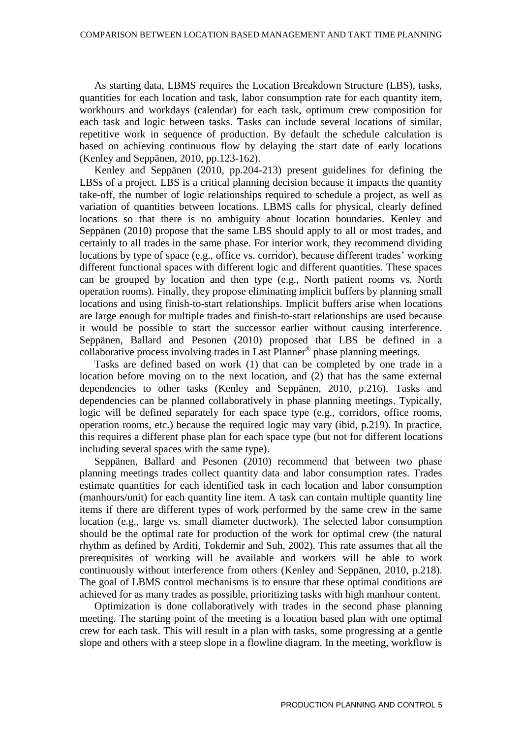As starting data, LBMS requires the Location Breakdown Structure (LBS), tasks, quantities for each location and task, labor consumption rate for each quantity item, workhours and workdays (calendar) for each task, optimum crew composition for each task and logic between tasks. Tasks can include several locations of similar, repetitive work in sequence of production. By default the schedule calculation is based on achieving continuous flow by delaying the start date of early locations (Kenley and Seppänen, 2010, pp.123-162).

Kenley and Seppänen (2010, pp.204-213) present guidelines for defining the LBSs of a project. LBS is a critical planning decision because it impacts the quantity take-off, the number of logic relationships required to schedule a project, as well as variation of quantities between locations. LBMS calls for physical, clearly defined locations so that there is no ambiguity about location boundaries. Kenley and Seppänen (2010) propose that the same LBS should apply to all or most trades, and certainly to all trades in the same phase. For interior work, they recommend dividing locations by type of space (e.g., office vs. corridor), because different trades' working different functional spaces with different logic and different quantities. These spaces can be grouped by location and then type (e.g., North patient rooms vs. North operation rooms). Finally, they propose eliminating implicit buffers by planning small locations and using finish-to-start relationships. Implicit buffers arise when locations are large enough for multiple trades and finish-to-start relationships are used because it would be possible to start the successor earlier without causing interference. Seppänen, Ballard and Pesonen (2010) proposed that LBS be defined in a collaborative process involving trades in Last Planner® phase planning meetings.

Tasks are defined based on work (1) that can be completed by one trade in a location before moving on to the next location, and (2) that has the same external dependencies to other tasks (Kenley and Seppänen, 2010, p.216). Tasks and dependencies can be planned collaboratively in phase planning meetings. Typically, logic will be defined separately for each space type (e.g., corridors, office rooms, operation rooms, etc.) because the required logic may vary (ibid, p.219). In practice, this requires a different phase plan for each space type (but not for different locations including several spaces with the same type).

Seppänen, Ballard and Pesonen (2010) recommend that between two phase planning meetings trades collect quantity data and labor consumption rates. Trades estimate quantities for each identified task in each location and labor consumption (manhours/unit) for each quantity line item. A task can contain multiple quantity line items if there are different types of work performed by the same crew in the same location (e.g., large vs. small diameter ductwork). The selected labor consumption should be the optimal rate for production of the work for optimal crew (the natural rhythm as defined by Arditi, Tokdemir and Suh, 2002). This rate assumes that all the prerequisites of working will be available and workers will be able to work continuously without interference from others (Kenley and Seppänen, 2010, p.218). The goal of LBMS control mechanisms is to ensure that these optimal conditions are achieved for as many trades as possible, prioritizing tasks with high manhour content.

Optimization is done collaboratively with trades in the second phase planning meeting. The starting point of the meeting is a location based plan with one optimal crew for each task. This will result in a plan with tasks, some progressing at a gentle slope and others with a steep slope in a flowline diagram. In the meeting, workflow is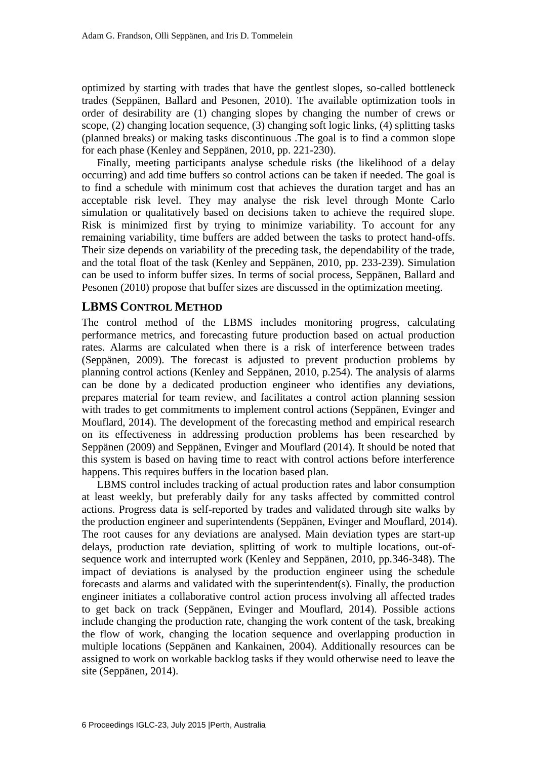optimized by starting with trades that have the gentlest slopes, so-called bottleneck trades (Seppänen, Ballard and Pesonen, 2010). The available optimization tools in order of desirability are (1) changing slopes by changing the number of crews or scope, (2) changing location sequence, (3) changing soft logic links, (4) splitting tasks (planned breaks) or making tasks discontinuous .The goal is to find a common slope for each phase (Kenley and Seppänen, 2010, pp. 221-230).

Finally, meeting participants analyse schedule risks (the likelihood of a delay occurring) and add time buffers so control actions can be taken if needed. The goal is to find a schedule with minimum cost that achieves the duration target and has an acceptable risk level. They may analyse the risk level through Monte Carlo simulation or qualitatively based on decisions taken to achieve the required slope. Risk is minimized first by trying to minimize variability. To account for any remaining variability, time buffers are added between the tasks to protect hand-offs. Their size depends on variability of the preceding task, the dependability of the trade, and the total float of the task (Kenley and Seppänen, 2010, pp. 233-239). Simulation can be used to inform buffer sizes. In terms of social process, Seppänen, Ballard and Pesonen (2010) propose that buffer sizes are discussed in the optimization meeting.

## LBMS Control Method

The control method of the LBMS includes monitoring progress, calculating performance metrics, and forecasting future production based on actual production rates. Alarms are calculated when there is a risk of interference between trades (Seppänen, 2009). The forecast is adjusted to prevent production problems by planning control actions (Kenley and Seppänen, 2010, p.254). The analysis of alarms can be done by a dedicated production engineer who identifies any deviations, prepares material for team review, and facilitates a control action planning session with trades to get commitments to implement control actions (Seppänen, Evinger and Mouflard, 2014). The development of the forecasting method and empirical research on its effectiveness in addressing production problems has been researched by Seppänen (2009) and Seppänen, Evinger and Mouflard (2014). It should be noted that this system is based on having time to react with control actions before interference happens. This requires buffers in the location based plan.

LBMS control includes tracking of actual production rates and labor consumption at least weekly, but preferably daily for any tasks affected by committed control actions. Progress data is self-reported by trades and validated through site walks by the production engineer and superintendents (Seppänen, Evinger and Mouflard, 2014). The root causes for any deviations are analysed. Main deviation types are start-up delays, production rate deviation, splitting of work to multiple locations, out-of-sequence work and interrupted work (Kenley and Seppänen, 2010, pp.346-348). The impact of deviations is analysed by the production engineer using the schedule forecasts and alarms and validated with the superintendent(s). Finally, the production engineer initiates a collaborative control action process involving all affected trades to get back on track (Seppänen, Evinger and Mouflard, 2014). Possible actions include changing the production rate, changing the work content of the task, breaking the flow of work, changing the location sequence and overlapping production in multiple locations (Seppänen and Kankainen, 2004). Additionally resources can be assigned to work on workable backlog tasks if they would otherwise need to leave the site (Seppänen, 2014).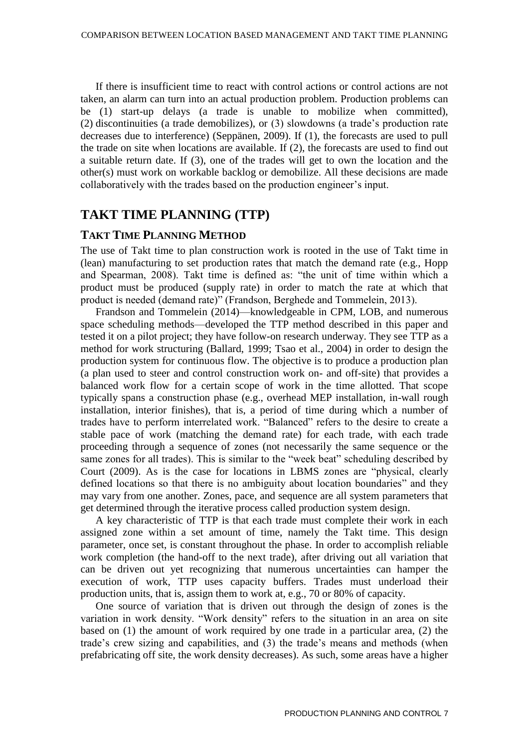If there is insufficient time to react with control actions or control actions are not taken, an alarm can turn into an actual production problem. Production problems can be (1) start-up delays (a trade is unable to mobilize when committed), (2) discontinuities (a trade demobilizes), or (3) slowdowns (a trade's production rate decreases due to interference) (Seppänen, 2009). If (1), the forecasts are used to pull the trade on site when locations are available. If (2), the forecasts are used to find out a suitable return date. If (3), one of the trades will get to own the location and the other(s) must work on workable backlog or demobilize. All these decisions are made collaboratively with the trades based on the production engineer's input.

## TAKT TIME PLANNING (TTP)

### TAKT TIME PLANNING METHOD

The use of Takt time to plan construction work is rooted in the use of Takt time in (lean) manufacturing to set production rates that match the demand rate (e.g., Hopp and Spearman, 2008). Takt time is defined as: "the unit of time within which a product must be produced (supply rate) in order to match the rate at which that product is needed (demand rate)" (Frandson, Berghede and Tommelein, 2013).

Frandson and Tommelein (2014)—knowledgeable in CPM, LOB, and numerous space scheduling methods—developed the TTP method described in this paper and tested it on a pilot project; they have follow-on research underway. They see TTP as a method for work structuring (Ballard, 1999; Tsao et al., 2004) in order to design the production system for continuous flow. The objective is to produce a production plan (a plan used to steer and control construction work on- and off-site) that provides a balanced work flow for a certain scope of work in the time allotted. That scope typically spans a construction phase (e.g., overhead MEP installation, in-wall rough installation, interior finishes), that is, a period of time during which a number of trades have to perform interrelated work. "Balanced" refers to the desire to create a stable pace of work (matching the demand rate) for each trade, with each trade proceeding through a sequence of zones (not necessarily the same sequence or the same zones for all trades). This is similar to the "week beat" scheduling described by Court (2009). As is the case for locations in LBMS zones are "physical, clearly defined locations so that there is no ambiguity about location boundaries" and they may vary from one another. Zones, pace, and sequence are all system parameters that get determined through the iterative process called production system design.

A key characteristic of TTP is that each trade must complete their work in each assigned zone within a set amount of time, namely the Takt time. This design parameter, once set, is constant throughout the phase. In order to accomplish reliable work completion (the hand-off to the next trade), after driving out all variation that can be driven out yet recognizing that numerous uncertainties can hamper the execution of work, TTP uses capacity buffers. Trades must underload their production units, that is, assign them to work at, e.g., 70 or 80% of capacity.

One source of variation that is driven out through the design of zones is the variation in work density. "Work density" refers to the situation in an area on site based on (1) the amount of work required by one trade in a particular area, (2) the trade's crew sizing and capabilities, and (3) the trade's means and methods (when prefabricating off site, the work density decreases). As such, some areas have a higher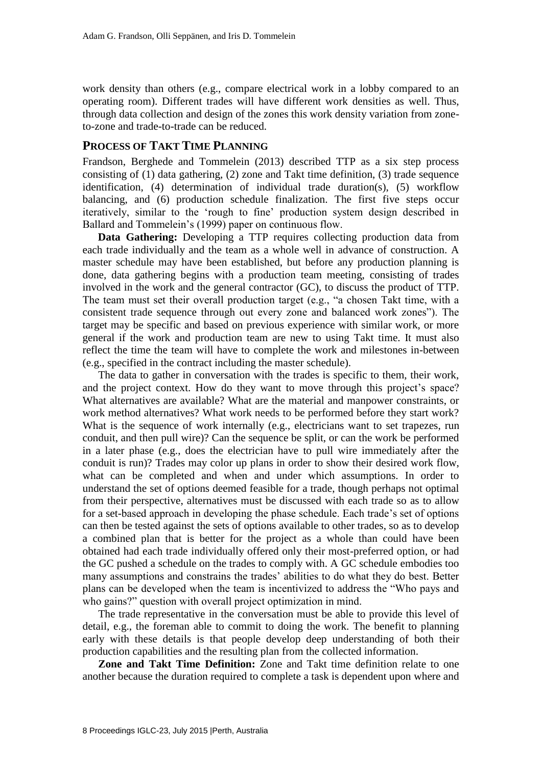work density than others (e.g., compare electrical work in a lobby compared to an operating room). Different trades will have different work densities as well. Thus, through data collection and design of the zones this work density variation from zone-to-zone and trade-to-trade can be reduced.

## PROCESS OF TAKT TIME PLANNING

Frandson, Berghede and Tommelein (2013) described TTP as a six step process consisting of (1) data gathering, (2) zone and Takt time definition, (3) trade sequence identification, (4) determination of individual trade duration(s), (5) workflow balancing, and (6) production schedule finalization. The first five steps occur iteratively, similar to the 'rough to fine' production system design described in Ballard and Tommelein's (1999) paper on continuous flow.

**Data Gathering:** Developing a TTP requires collecting production data from each trade individually and the team as a whole well in advance of construction. A master schedule may have been established, but before any production planning is done, data gathering begins with a production team meeting, consisting of trades involved in the work and the general contractor (GC), to discuss the product of TTP. The team must set their overall production target (e.g., "a chosen Takt time, with a consistent trade sequence through out every zone and balanced work zones"). The target may be specific and based on previous experience with similar work, or more general if the work and production team are new to using Takt time. It must also reflect the time the team will have to complete the work and milestones in-between (e.g., specified in the contract including the master schedule).

The data to gather in conversation with the trades is specific to them, their work, and the project context. How do they want to move through this project's space? What alternatives are available? What are the material and manpower constraints, or work method alternatives? What work needs to be performed before they start work? What is the sequence of work internally (e.g., electricians want to set trapezes, run conduit, and then pull wire)? Can the sequence be split, or can the work be performed in a later phase (e.g., does the electrician have to pull wire immediately after the conduit is run)? Trades may color up plans in order to show their desired work flow, what can be completed and when and under which assumptions. In order to understand the set of options deemed feasible for a trade, though perhaps not optimal from their perspective, alternatives must be discussed with each trade so as to allow for a set-based approach in developing the phase schedule. Each trade's set of options can then be tested against the sets of options available to other trades, so as to develop a combined plan that is better for the project as a whole than could have been obtained had each trade individually offered only their most-preferred option, or had the GC pushed a schedule on the trades to comply with. A GC schedule embodies too many assumptions and constrains the trades' abilities to do what they do best. Better plans can be developed when the team is incentivized to address the "Who pays and who gains?" question with overall project optimization in mind.

The trade representative in the conversation must be able to provide this level of detail, e.g., the foreman able to commit to doing the work. The benefit to planning early with these details is that people develop deep understanding of both their production capabilities and the resulting plan from the collected information.

**Zone and Takt Time Definition:** Zone and Takt time definition relate to one another because the duration required to complete a task is dependent upon where and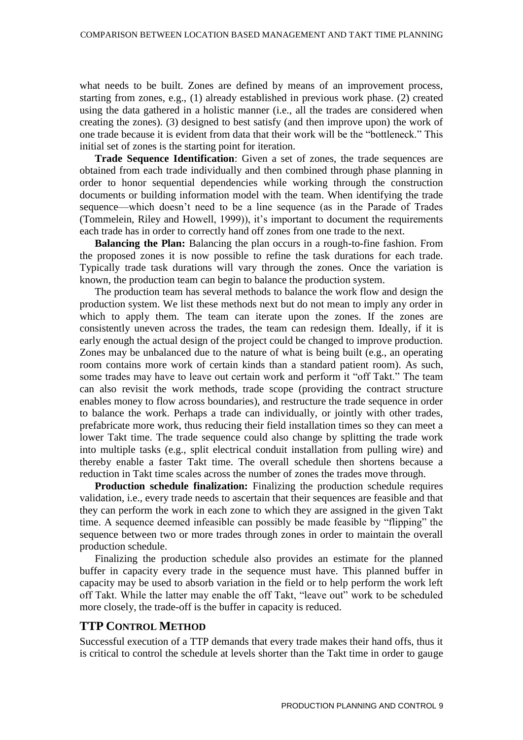what needs to be built. Zones are defined by means of an improvement process, starting from zones, e.g., (1) already established in previous work phase. (2) created using the data gathered in a holistic manner (i.e., all the trades are considered when creating the zones). (3) designed to best satisfy (and then improve upon) the work of one trade because it is evident from data that their work will be the "bottleneck." This initial set of zones is the starting point for iteration.

**Trade Sequence Identification**: Given a set of zones, the trade sequences are obtained from each trade individually and then combined through phase planning in order to honor sequential dependencies while working through the construction documents or building information model with the team. When identifying the trade sequence—which doesn't need to be a line sequence (as in the Parade of Trades (Tommelein, Riley and Howell, 1999)), it's important to document the requirements each trade has in order to correctly hand off zones from one trade to the next.

**Balancing the Plan:** Balancing the plan occurs in a rough-to-fine fashion. From the proposed zones it is now possible to refine the task durations for each trade. Typically trade task durations will vary through the zones. Once the variation is known, the production team can begin to balance the production system.

The production team has several methods to balance the work flow and design the production system. We list these methods next but do not mean to imply any order in which to apply them. The team can iterate upon the zones. If the zones are consistently uneven across the trades, the team can redesign them. Ideally, if it is early enough the actual design of the project could be changed to improve production. Zones may be unbalanced due to the nature of what is being built (e.g., an operating room contains more work of certain kinds than a standard patient room). As such, some trades may have to leave out certain work and perform it "off Takt." The team can also revisit the work methods, trade scope (providing the contract structure enables money to flow across boundaries), and restructure the trade sequence in order to balance the work. Perhaps a trade can individually, or jointly with other trades, prefabricate more work, thus reducing their field installation times so they can meet a lower Takt time. The trade sequence could also change by splitting the trade work into multiple tasks (e.g., split electrical conduit installation from pulling wire) and thereby enable a faster Takt time. The overall schedule then shortens because a reduction in Takt time scales across the number of zones the trades move through.

**Production schedule finalization:** Finalizing the production schedule requires validation, i.e., every trade needs to ascertain that their sequences are feasible and that they can perform the work in each zone to which they are assigned in the given Takt time. A sequence deemed infeasible can possibly be made feasible by "flipping" the sequence between two or more trades through zones in order to maintain the overall production schedule.

Finalizing the production schedule also provides an estimate for the planned buffer in capacity every trade in the sequence must have. This planned buffer in capacity may be used to absorb variation in the field or to help perform the work left off Takt. While the latter may enable the off Takt, "leave out" work to be scheduled more closely, the trade-off is the buffer in capacity is reduced.

## TTP CONTROL METHOD

Successful execution of a TTP demands that every trade makes their hand offs, thus it is critical to control the schedule at levels shorter than the Takt time in order to gauge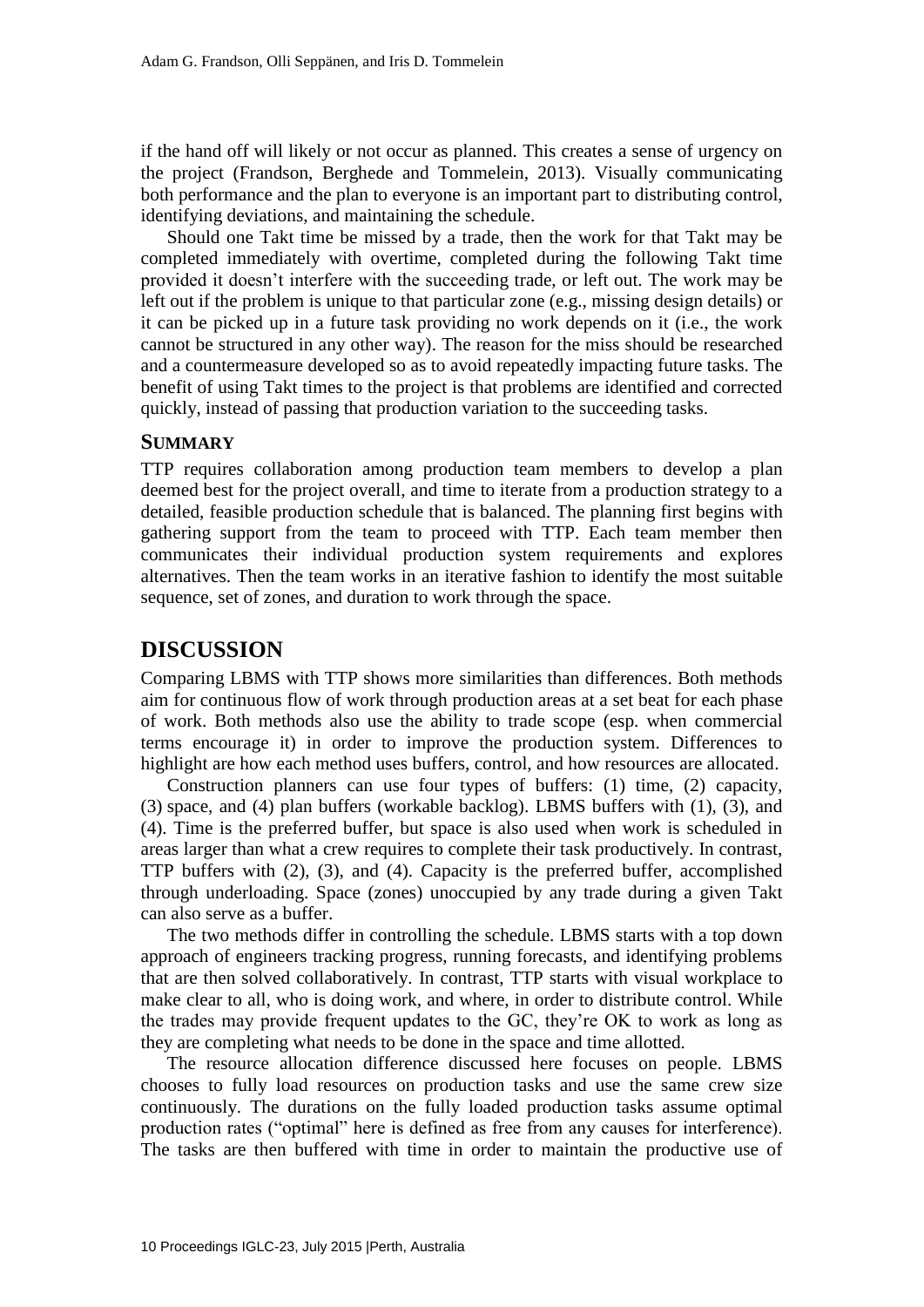if the hand off will likely or not occur as planned. This creates a sense of urgency on the project (Frandson, Berghede and Tommelein, 2013). Visually communicating both performance and the plan to everyone is an important part to distributing control, identifying deviations, and maintaining the schedule.

Should one Takt time be missed by a trade, then the work for that Takt may be completed immediately with overtime, completed during the following Takt time provided it doesn't interfere with the succeeding trade, or left out. The work may be left out if the problem is unique to that particular zone (e.g., missing design details) or it can be picked up in a future task providing no work depends on it (i.e., the work cannot be structured in any other way). The reason for the miss should be researched and a countermeasure developed so as to avoid repeatedly impacting future tasks. The benefit of using Takt times to the project is that problems are identified and corrected quickly, instead of passing that production variation to the succeeding tasks.

### SUMMARY

TTP requires collaboration among production team members to develop a plan deemed best for the project overall, and time to iterate from a production strategy to a detailed, feasible production schedule that is balanced. The planning first begins with gathering support from the team to proceed with TTP. Each team member then communicates their individual production system requirements and explores alternatives. Then the team works in an iterative fashion to identify the most suitable sequence, set of zones, and duration to work through the space.

## DISCUSSION

Comparing LBMS with TTP shows more similarities than differences. Both methods aim for continuous flow of work through production areas at a set beat for each phase of work. Both methods also use the ability to trade scope (esp. when commercial terms encourage it) in order to improve the production system. Differences to highlight are how each method uses buffers, control, and how resources are allocated.

Construction planners can use four types of buffers: (1) time, (2) capacity, (3) space, and (4) plan buffers (workable backlog). LBMS buffers with (1), (3), and (4). Time is the preferred buffer, but space is also used when work is scheduled in areas larger than what a crew requires to complete their task productively. In contrast, TTP buffers with (2), (3), and (4). Capacity is the preferred buffer, accomplished through underloading. Space (zones) unoccupied by any trade during a given Takt can also serve as a buffer.

The two methods differ in controlling the schedule. LBMS starts with a top down approach of engineers tracking progress, running forecasts, and identifying problems that are then solved collaboratively. In contrast, TTP starts with visual workplace to make clear to all, who is doing work, and where, in order to distribute control. While the trades may provide frequent updates to the GC, they're OK to work as long as they are completing what needs to be done in the space and time allotted.

The resource allocation difference discussed here focuses on people. LBMS chooses to fully load resources on production tasks and use the same crew size continuously. The durations on the fully loaded production tasks assume optimal production rates ("optimal" here is defined as free from any causes for interference). The tasks are then buffered with time in order to maintain the productive use of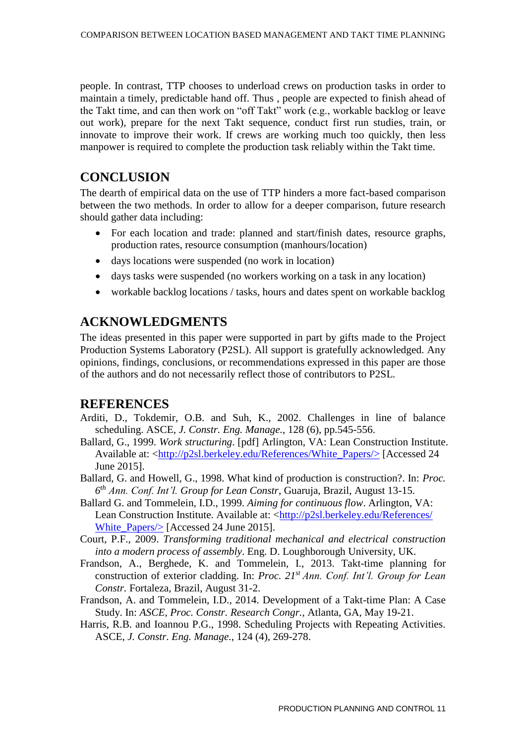people. In contrast, TTP chooses to underload crews on production tasks in order to maintain a timely, predictable hand off. Thus , people are expected to finish ahead of the Takt time, and can then work on "off Takt" work (e.g., workable backlog or leave out work), prepare for the next Takt sequence, conduct first run studies, train, or innovate to improve their work. If crews are working much too quickly, then less manpower is required to complete the production task reliably within the Takt time.

## CONCLUSION

The dearth of empirical data on the use of TTP hinders a more fact-based comparison between the two methods. In order to allow for a deeper comparison, future research should gather data including:

- For each location and trade: planned and start/finish dates, resource graphs, production rates, resource consumption (manhours/location)
- days locations were suspended (no work in location)
- days tasks were suspended (no workers working on a task in any location)
- workable backlog locations / tasks, hours and dates spent on workable backlog

## ACKNOWLEDGMENTS

The ideas presented in this paper were supported in part by gifts made to the Project Production Systems Laboratory (P2SL). All support is gratefully acknowledged. Any opinions, findings, conclusions, or recommendations expressed in this paper are those of the authors and do not necessarily reflect those of contributors to P2SL.

## REFERENCES

Arditi, D., Tokdemir, O.B. and Suh, K., 2002. Challenges in line of balance scheduling. ASCE, *J. Constr. Eng. Manage.*, 128 (6), pp.545-556.

Ballard, G., 1999. *Work structuring*. [pdf] Arlington, VA: Lean Construction Institute. Available at: <http://p2sl.berkeley.edu/References/White_Papers/> [Accessed 24 June 2015].

Ballard, G. and Howell, G., 1998. What kind of production is construction?. In: *Proc. 6th Ann. Conf. Int'l. Group for Lean Constr*, Guaruja, Brazil, August 13-15.

Ballard G. and Tommelein, I.D., 1999. *Aiming for continuous flow*. Arlington, VA: Lean Construction Institute. Available at: <http://p2sl.berkeley.edu/References/White_Papers/> [Accessed 24 June 2015].

Court, P.F., 2009. *Transforming traditional mechanical and electrical construction into a modern process of assembly*. Eng. D. Loughborough University, UK.

Frandson, A., Berghede, K. and Tommelein, I., 2013. Takt-time planning for construction of exterior cladding. In: *Proc. 21st Ann. Conf. Int'l. Group for Lean Constr.* Fortaleza, Brazil, August 31-2.

Frandson, A. and Tommelein, I.D., 2014. Development of a Takt-time Plan: A Case Study. In: *ASCE, Proc. Constr. Research Congr.*, Atlanta, GA, May 19-21.

Harris, R.B. and Ioannou P.G., 1998. Scheduling Projects with Repeating Activities. ASCE, *J. Constr. Eng. Manage.*, 124 (4), 269-278.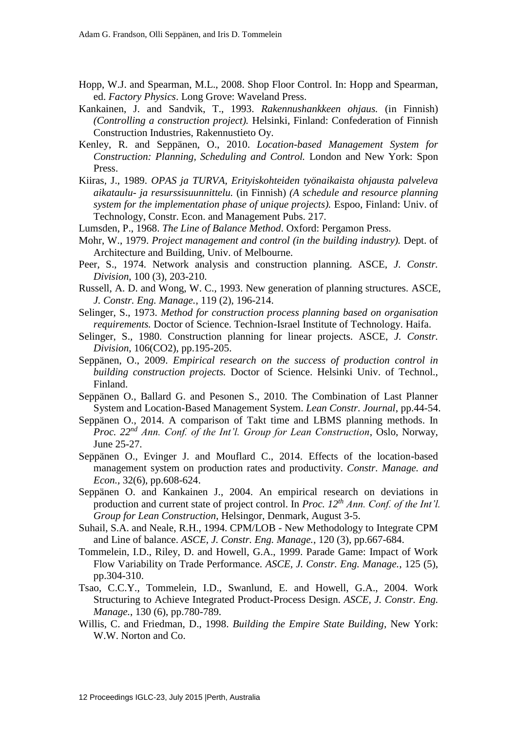Hopp, W.J. and Spearman, M.L., 2008. Shop Floor Control. In: Hopp and Spearman, ed. *Factory Physics*. Long Grove: Waveland Press.

Kankainen, J. and Sandvik, T., 1993. *Rakennushankkeen ohjaus.* (in Finnish) *(Controlling a construction project).* Helsinki, Finland: Confederation of Finnish Construction Industries, Rakennustieto Oy.

Kenley, R. and Seppänen, O., 2010. *Location-based Management System for Construction: Planning, Scheduling and Control.* London and New York: Spon Press.

Kiiras, J., 1989. *OPAS ja TURVA, Erityiskohteiden työnaikaista ohjausta palveleva aikataulu- ja resurssisuunnittelu.* (in Finnish) *(A schedule and resource planning system for the implementation phase of unique projects).* Espoo, Finland: Univ. of Technology, Constr. Econ. and Management Pubs. 217.

Lumsden, P., 1968. *The Line of Balance Method*. Oxford: Pergamon Press.

Mohr, W., 1979. *Project management and control (in the building industry).* Dept. of Architecture and Building, Univ. of Melbourne.

Peer, S., 1974. Network analysis and construction planning. ASCE, *J. Constr. Division*, 100 (3), 203-210.

Russell, A. D. and Wong, W. C., 1993. New generation of planning structures. ASCE, *J. Constr. Eng. Manage.*, 119 (2), 196-214.

Selinger, S., 1973. *Method for construction process planning based on organisation requirements.* Doctor of Science. Technion-Israel Institute of Technology. Haifa.

Selinger, S., 1980. Construction planning for linear projects. ASCE, *J. Constr. Division*, 106(CO2), pp.195-205.

Seppänen, O., 2009. *Empirical research on the success of production control in building construction projects.* Doctor of Science. Helsinki Univ. of Technol., Finland.

Seppänen O., Ballard G. and Pesonen S., 2010. The Combination of Last Planner System and Location-Based Management System. *Lean Constr. Journal*, pp.44-54.

Seppänen O., 2014. A comparison of Takt time and LBMS planning methods. In *Proc. 22nd Ann. Conf. of the Int'l. Group for Lean Construction*, Oslo, Norway, June 25-27.

Seppänen O., Evinger J. and Mouflard C., 2014. Effects of the location-based management system on production rates and productivity. *Constr. Manage. and Econ.*, 32(6), pp.608-624.

Seppänen O. and Kankainen J., 2004. An empirical research on deviations in production and current state of project control. In *Proc. 12th Ann. Conf. of the Int'l. Group for Lean Construction*, Helsingor, Denmark, August 3-5.

Suhail, S.A. and Neale, R.H., 1994. CPM/LOB - New Methodology to Integrate CPM and Line of balance. *ASCE, J. Constr. Eng. Manage.*, 120 (3), pp.667-684.

Tommelein, I.D., Riley, D. and Howell, G.A., 1999. Parade Game: Impact of Work Flow Variability on Trade Performance. *ASCE, J. Constr. Eng. Manage.*, 125 (5), pp.304-310.

Tsao, C.C.Y., Tommelein, I.D., Swanlund, E. and Howell, G.A., 2004. Work Structuring to Achieve Integrated Product-Process Design. *ASCE, J. Constr. Eng. Manage.*, 130 (6), pp.780-789.

Willis, C. and Friedman, D., 1998. *Building the Empire State Building*, New York: W.W. Norton and Co.